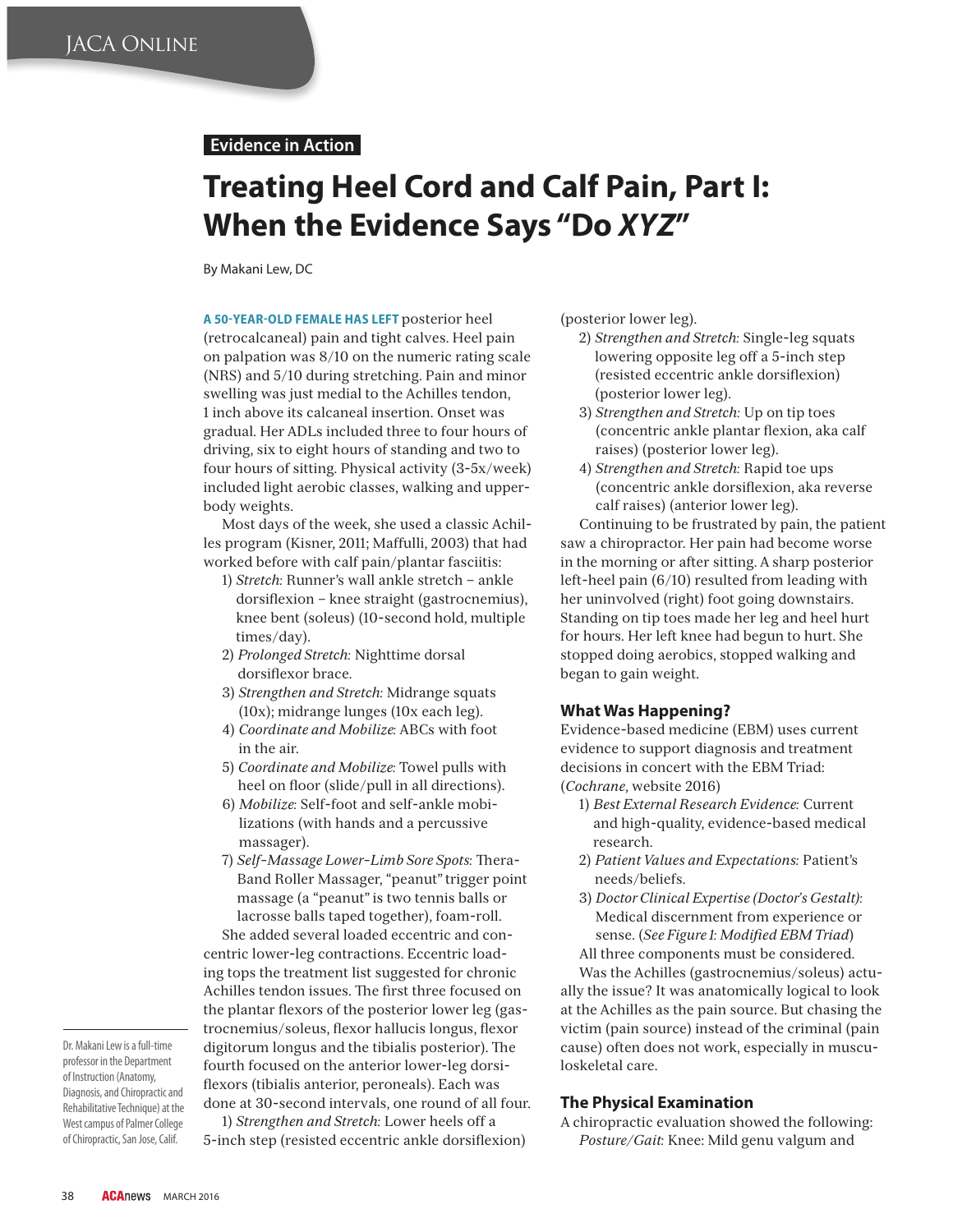Evidence in Action

# Treating Heel Cord and Calf Pain, Part I: When the Evidence Says "Do *XYZ*"

By Makani Lew, DC

**A 50-YEAR-OLD FEMALE HAS LEFT** posterior heel (retrocalcaneal) pain and tight calves. Heel pain on palpation was 8/10 on the numeric rating scale (NRS) and 5/10 during stretching. Pain and minor swelling was just medial to the Achilles tendon, 1 inch above its calcaneal insertion. Onset was gradual. Her ADLs included three to four hours of driving, six to eight hours of standing and two to four hours of sitting. Physical activity (3-5x/week) included light aerobic classes, walking and upper-body weights.

Most days of the week, she used a classic Achilles program (Kisner, 2011; Maffulli, 2003) that had worked before with calf pain/plantar fasciitis:

1) *Stretch:* Runner's wall ankle stretch – ankle dorsiflexion – knee straight (gastrocnemius), knee bent (soleus) (10-second hold, multiple times/day).
2) *Prolonged Stretch:* Nighttime dorsal dorsiflexor brace.
3) *Strengthen and Stretch:* Midrange squats (10x); midrange lunges (10x each leg).
4) *Coordinate and Mobilize*: ABCs with foot in the air.
5) *Coordinate and Mobilize:* Towel pulls with heel on floor (slide/pull in all directions).
6) *Mobilize:* Self-foot and self-ankle mobilizations (with hands and a percussive massager).
7) *Self-Massage Lower-Limb Sore Spots*: Thera-Band Roller Massager, "peanut" trigger point massage (a "peanut" is two tennis balls or lacrosse balls taped together), foam-roll.

She added several loaded eccentric and concentric lower-leg contractions. Eccentric loading tops the treatment list suggested for chronic Achilles tendon issues. The first three focused on the plantar flexors of the posterior lower leg (gastrocnemius/soleus, flexor hallucis longus, flexor digitorum longus and the tibialis posterior). The fourth focused on the anterior lower-leg dorsiflexors (tibialis anterior, peroneals). Each was done at 30-second intervals, one round of all four.

1) *Strengthen and Stretch:* Lower heels off a 5-inch step (resisted eccentric ankle dorsiflexion) (posterior lower leg).
2) *Strengthen and Stretch:* Single-leg squats lowering opposite leg off a 5-inch step (resisted eccentric ankle dorsiflexion) (posterior lower leg).
3) *Strengthen and Stretch:* Up on tip toes (concentric ankle plantar flexion, aka calf raises) (posterior lower leg).
4) *Strengthen and Stretch:* Rapid toe ups (concentric ankle dorsiflexion, aka reverse calf raises) (anterior lower leg).

Continuing to be frustrated by pain, the patient saw a chiropractor. Her pain had become worse in the morning or after sitting. A sharp posterior left-heel pain (6/10) resulted from leading with her uninvolved (right) foot going downstairs. Standing on tip toes made her leg and heel hurt for hours. Her left knee had begun to hurt. She stopped doing aerobics, stopped walking and began to gain weight.

## What Was Happening?

Evidence-based medicine (EBM) uses current evidence to support diagnosis and treatment decisions in concert with the EBM Triad: (*Cochrane*, website 2016)

1) *Best External Research Evidence:* Current and high-quality, evidence-based medical research.
2) *Patient Values and Expectations:* Patient's needs/beliefs.
3) *Doctor Clinical Expertise (Doctor's Gestalt):* Medical discernment from experience or sense. (*See Figure 1: Modified EBM Triad*)

All three components must be considered.

Was the Achilles (gastrocnemius/soleus) actually the issue? It was anatomically logical to look at the Achilles as the pain source. But chasing the victim (pain source) instead of the criminal (pain cause) often does not work, especially in musculoskeletal care.

## The Physical Examination

A chiropractic evaluation showed the following:

*Posture/Gait*: Knee: Mild genu valgum and

Dr. Makani Lew is a full-time professor in the Department of Instruction (Anatomy, Diagnosis, and Chiropractic and Rehabilitative Technique) at the West campus of Palmer College of Chiropractic, San Jose, Calif.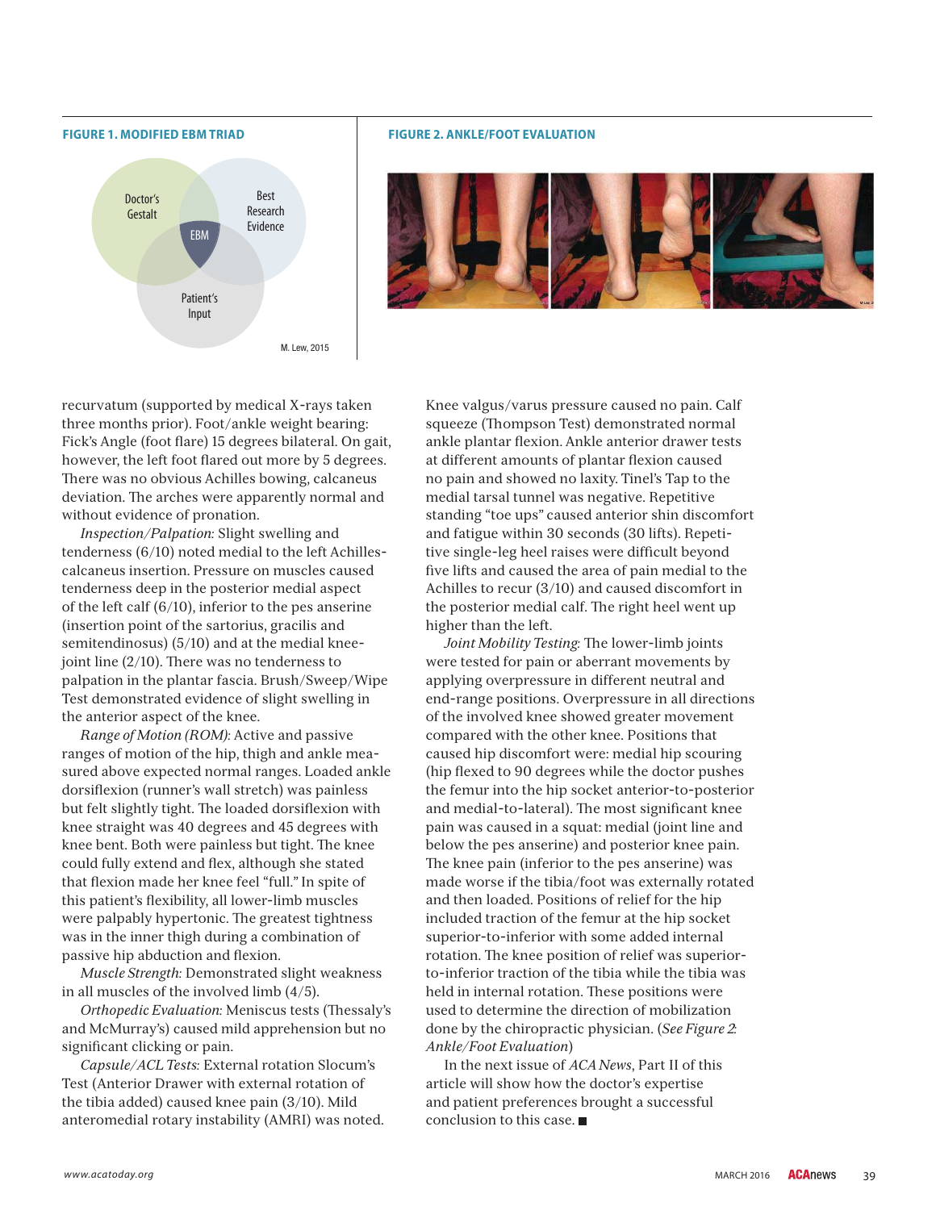**FIGURE 1. MODIFIED EBM TRIAD**

Doctor's Gestalt

Best Research Evidence

EBM

Patient's Input

M. Lew, 2015

**FIGURE 2. ANKLE/FOOT EVALUATION**

recurvatum (supported by medical X-rays taken three months prior). Foot/ankle weight bearing: Fick's Angle (foot flare) 15 degrees bilateral. On gait, however, the left foot flared out more by 5 degrees. There was no obvious Achilles bowing, calcaneus deviation. The arches were apparently normal and without evidence of pronation.

*Inspection/Palpation:* Slight swelling and tenderness (6/10) noted medial to the left Achilles-calcaneus insertion. Pressure on muscles caused tenderness deep in the posterior medial aspect of the left calf (6/10), inferior to the pes anserine (insertion point of the sartorius, gracilis and semitendinosus) (5/10) and at the medial knee-joint line (2/10). There was no tenderness to palpation in the plantar fascia. Brush/Sweep/Wipe Test demonstrated evidence of slight swelling in the anterior aspect of the knee.

*Range of Motion (ROM):* Active and passive ranges of motion of the hip, thigh and ankle measured above expected normal ranges. Loaded ankle dorsiflexion (runner's wall stretch) was painless but felt slightly tight. The loaded dorsiflexion with knee straight was 40 degrees and 45 degrees with knee bent. Both were painless but tight. The knee could fully extend and flex, although she stated that flexion made her knee feel "full." In spite of this patient's flexibility, all lower-limb muscles were palpably hypertonic. The greatest tightness was in the inner thigh during a combination of passive hip abduction and flexion.

*Muscle Strength:* Demonstrated slight weakness in all muscles of the involved limb (4/5).

*Orthopedic Evaluation:* Meniscus tests (Thessaly's and McMurray's) caused mild apprehension but no significant clicking or pain.

*Capsule/ACL Tests:* External rotation Slocum's Test (Anterior Drawer with external rotation of the tibia added) caused knee pain (3/10). Mild anteromedial rotary instability (AMRI) was noted. Knee valgus/varus pressure caused no pain. Calf squeeze (Thompson Test) demonstrated normal ankle plantar flexion. Ankle anterior drawer tests at different amounts of plantar flexion caused no pain and showed no laxity. Tinel's Tap to the medial tarsal tunnel was negative. Repetitive standing "toe ups" caused anterior shin discomfort and fatigue within 30 seconds (30 lifts). Repetitive single-leg heel raises were difficult beyond five lifts and caused the area of pain medial to the Achilles to recur (3/10) and caused discomfort in the posterior medial calf. The right heel went up higher than the left.

*Joint Mobility Testing:* The lower-limb joints were tested for pain or aberrant movements by applying overpressure in different neutral and end-range positions. Overpressure in all directions of the involved knee showed greater movement compared with the other knee. Positions that caused hip discomfort were: medial hip scouring (hip flexed to 90 degrees while the doctor pushes the femur into the hip socket anterior-to-posterior and medial-to-lateral). The most significant knee pain was caused in a squat: medial (joint line and below the pes anserine) and posterior knee pain. The knee pain (inferior to the pes anserine) was made worse if the tibia/foot was externally rotated and then loaded. Positions of relief for the hip included traction of the femur at the hip socket superior-to-inferior with some added internal rotation. The knee position of relief was superior-to-inferior traction of the tibia while the tibia was held in internal rotation. These positions were used to determine the direction of mobilization done by the chiropractic physician. (*See Figure 2: Ankle/Foot Evaluation*)

In the next issue of *ACA News*, Part II of this article will show how the doctor's expertise and patient preferences brought a successful conclusion to this case. ■